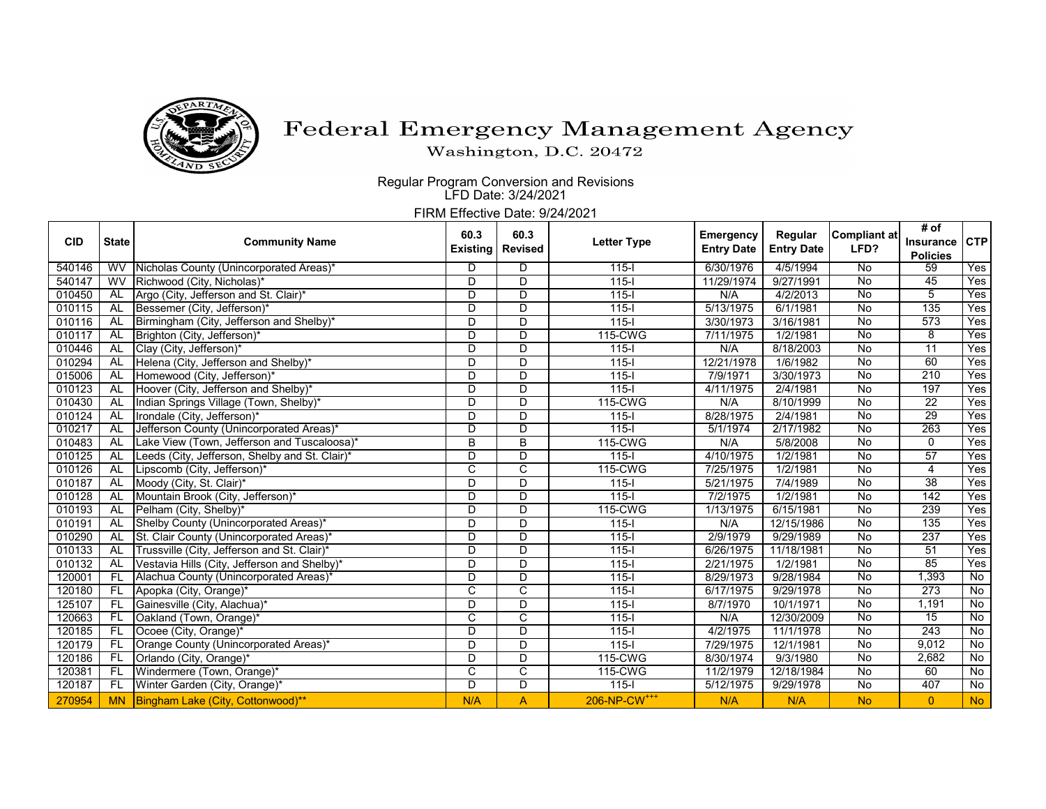# Federal Emergency Management Agency

Washington, D.C. 20472

Regular Program Conversion and Revisions
LFD Date: 3/24/2021

FIRM Effective Date: 9/24/2021

| CID | State | Community Name | 60.3 Existing | 60.3 Revised | Letter Type | Emergency Entry Date | Regular Entry Date | Compliant at LFD? | # of Insurance Policies | CTP |
|---|---|---|---|---|---|---|---|---|---|---|
| 540146 | WV | Nicholas County (Unincorporated Areas)* | D | D | 115-I | 6/30/1976 | 4/5/1994 | No | 59 | Yes |
| 540147 | WV | Richwood (City, Nicholas)* | D | D | 115-I | 11/29/1974 | 9/27/1991 | No | 45 | Yes |
| 010450 | AL | Argo (City, Jefferson and St. Clair)* | D | D | 115-I | N/A | 4/2/2013 | No | 5 | Yes |
| 010115 | AL | Bessemer (City, Jefferson)* | D | D | 115-I | 5/13/1975 | 6/1/1981 | No | 135 | Yes |
| 010116 | AL | Birmingham (City, Jefferson and Shelby)* | D | D | 115-I | 3/30/1973 | 3/16/1981 | No | 573 | Yes |
| 010117 | AL | Brighton (City, Jefferson)* | D | D | 115-CWG | 7/11/1975 | 1/2/1981 | No | 8 | Yes |
| 010446 | AL | Clay (City, Jefferson)* | D | D | 115-I | N/A | 8/18/2003 | No | 11 | Yes |
| 010294 | AL | Helena (City, Jefferson and Shelby)* | D | D | 115-I | 12/21/1978 | 1/6/1982 | No | 60 | Yes |
| 015006 | AL | Homewood (City, Jefferson)* | D | D | 115-I | 7/9/1971 | 3/30/1973 | No | 210 | Yes |
| 010123 | AL | Hoover (City, Jefferson and Shelby)* | D | D | 115-I | 4/11/1975 | 2/4/1981 | No | 197 | Yes |
| 010430 | AL | Indian Springs Village (Town, Shelby)* | D | D | 115-CWG | N/A | 8/10/1999 | No | 22 | Yes |
| 010124 | AL | Irondale (City, Jefferson)* | D | D | 115-I | 8/28/1975 | 2/4/1981 | No | 29 | Yes |
| 010217 | AL | Jefferson County (Unincorporated Areas)* | D | D | 115-I | 5/1/1974 | 2/17/1982 | No | 263 | Yes |
| 010483 | AL | Lake View (Town, Jefferson and Tuscaloosa)* | B | B | 115-CWG | N/A | 5/8/2008 | No | 0 | Yes |
| 010125 | AL | Leeds (City, Jefferson, Shelby and St. Clair)* | D | D | 115-I | 4/10/1975 | 1/2/1981 | No | 57 | Yes |
| 010126 | AL | Lipscomb (City, Jefferson)* | C | C | 115-CWG | 7/25/1975 | 1/2/1981 | No | 4 | Yes |
| 010187 | AL | Moody (City, St. Clair)* | D | D | 115-I | 5/21/1975 | 7/4/1989 | No | 38 | Yes |
| 010128 | AL | Mountain Brook (City, Jefferson)* | D | D | 115-I | 7/2/1975 | 1/2/1981 | No | 142 | Yes |
| 010193 | AL | Pelham (City, Shelby)* | D | D | 115-CWG | 1/13/1975 | 6/15/1981 | No | 239 | Yes |
| 010191 | AL | Shelby County (Unincorporated Areas)* | D | D | 115-I | N/A | 12/15/1986 | No | 135 | Yes |
| 010290 | AL | St. Clair County (Unincorporated Areas)* | D | D | 115-I | 2/9/1979 | 9/29/1989 | No | 237 | Yes |
| 010133 | AL | Trussville (City, Jefferson and St. Clair)* | D | D | 115-I | 6/26/1975 | 11/18/1981 | No | 51 | Yes |
| 010132 | AL | Vestavia Hills (City, Jefferson and Shelby)* | D | D | 115-I | 2/21/1975 | 1/2/1981 | No | 85 | Yes |
| 120001 | FL | Alachua County (Unincorporated Areas)* | D | D | 115-I | 8/29/1973 | 9/28/1984 | No | 1,393 | No |
| 120180 | FL | Apopka (City, Orange)* | C | C | 115-I | 6/17/1975 | 9/29/1978 | No | 273 | No |
| 125107 | FL | Gainesville (City, Alachua)* | D | D | 115-I | 8/7/1970 | 10/1/1971 | No | 1,191 | No |
| 120663 | FL | Oakland (Town, Orange)* | C | C | 115-I | N/A | 12/30/2009 | No | 15 | No |
| 120185 | FL | Ocoee (City, Orange)* | D | D | 115-I | 4/2/1975 | 11/1/1978 | No | 243 | No |
| 120179 | FL | Orange County (Unincorporated Areas)* | D | D | 115-I | 7/29/1975 | 12/1/1981 | No | 9,012 | No |
| 120186 | FL | Orlando (City, Orange)* | D | D | 115-CWG | 8/30/1974 | 9/3/1980 | No | 2,682 | No |
| 120381 | FL | Windermere (Town, Orange)* | C | C | 115-CWG | 11/2/1979 | 12/18/1984 | No | 60 | No |
| 120187 | FL | Winter Garden (City, Orange)* | D | D | 115-I | 5/12/1975 | 9/29/1978 | No | 407 | No |
| 270954 | MN | Bingham Lake (City, Cottonwood)** | N/A | A | 206-NP-CW+++ | N/A | N/A | No | 0 | No |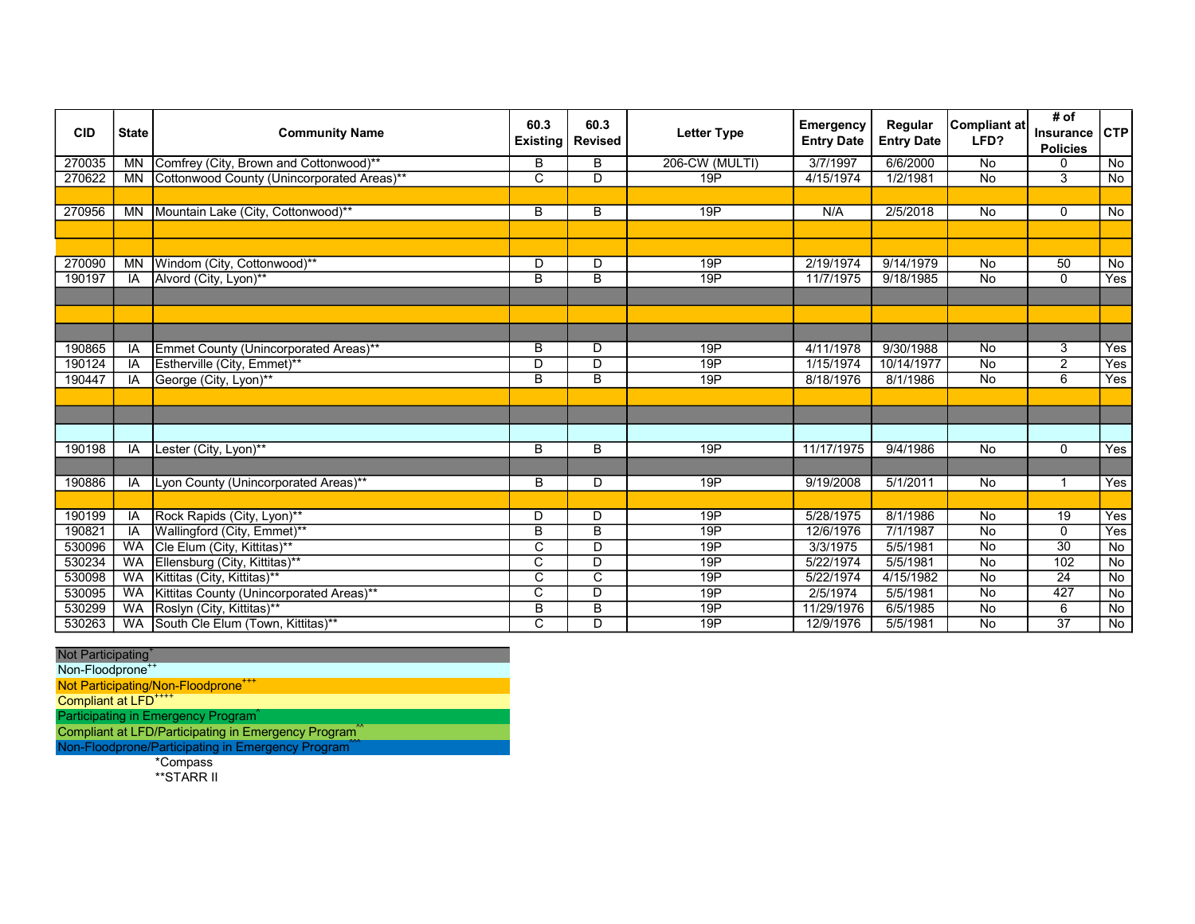| CID | State | Community Name | 60.3 Existing | 60.3 Revised | Letter Type | Emergency Entry Date | Regular Entry Date | Compliant at LFD? | # of Insurance Policies | CTP |
|---|---|---|---|---|---|---|---|---|---|---|
| 270035 | MN | Comfrey (City, Brown and Cottonwood)** | B | B | 206-CW (MULTI) | 3/7/1997 | 6/6/2000 | No | 0 | No |
| 270622 | MN | Cottonwood County (Unincorporated Areas)** | C | D | 19P | 4/15/1974 | 1/2/1981 | No | 3 | No |
| | | | | | | | | | | |
| 270956 | MN | Mountain Lake (City, Cottonwood)** | B | B | 19P | N/A | 2/5/2018 | No | 0 | No |
| | | | | | | | | | | |
| | | | | | | | | | | |
| 270090 | MN | Windom (City, Cottonwood)** | D | D | 19P | 2/19/1974 | 9/14/1979 | No | 50 | No |
| 190197 | IA | Alvord (City, Lyon)** | B | B | 19P | 11/7/1975 | 9/18/1985 | No | 0 | Yes |
| | | | | | | | | | | |
| | | | | | | | | | | |
| | | | | | | | | | | |
| 190865 | IA | Emmet County (Unincorporated Areas)** | B | D | 19P | 4/11/1978 | 9/30/1988 | No | 3 | Yes |
| 190124 | IA | Estherville (City, Emmet)** | D | D | 19P | 1/15/1974 | 10/14/1977 | No | 2 | Yes |
| 190447 | IA | George (City, Lyon)** | B | B | 19P | 8/18/1976 | 8/1/1986 | No | 6 | Yes |
| | | | | | | | | | | |
| | | | | | | | | | | |
| | | | | | | | | | | |
| 190198 | IA | Lester (City, Lyon)** | B | B | 19P | 11/17/1975 | 9/4/1986 | No | 0 | Yes |
| | | | | | | | | | | |
| 190886 | IA | Lyon County (Unincorporated Areas)** | B | D | 19P | 9/19/2008 | 5/1/2011 | No | 1 | Yes |
| | | | | | | | | | | |
| 190199 | IA | Rock Rapids (City, Lyon)** | D | D | 19P | 5/28/1975 | 8/1/1986 | No | 19 | Yes |
| 190821 | IA | Wallingford (City, Emmet)** | B | B | 19P | 12/6/1976 | 7/1/1987 | No | 0 | Yes |
| 530096 | WA | Cle Elum (City, Kittitas)** | C | D | 19P | 3/3/1975 | 5/5/1981 | No | 30 | No |
| 530234 | WA | Ellensburg (City, Kittitas)** | C | D | 19P | 5/22/1974 | 5/5/1981 | No | 102 | No |
| 530098 | WA | Kittitas (City, Kittitas)** | C | C | 19P | 5/22/1974 | 4/15/1982 | No | 24 | No |
| 530095 | WA | Kittitas County (Unincorporated Areas)** | C | D | 19P | 2/5/1974 | 5/5/1981 | No | 427 | No |
| 530299 | WA | Roslyn (City, Kittitas)** | B | B | 19P | 11/29/1976 | 6/5/1985 | No | 6 | No |
| 530263 | WA | South Cle Elum (Town, Kittitas)** | C | D | 19P | 12/9/1976 | 5/5/1981 | No | 37 | No |

Not Participating+

Non-Floodprone++

Not Participating/Non-Floodprone+++

Compliant at LFD++++

Participating in Emergency Program^

Compliant at LFD/Participating in Emergency Program^^

Non-Floodprone/Participating in Emergency Program^^^

*Compass

**STARR II